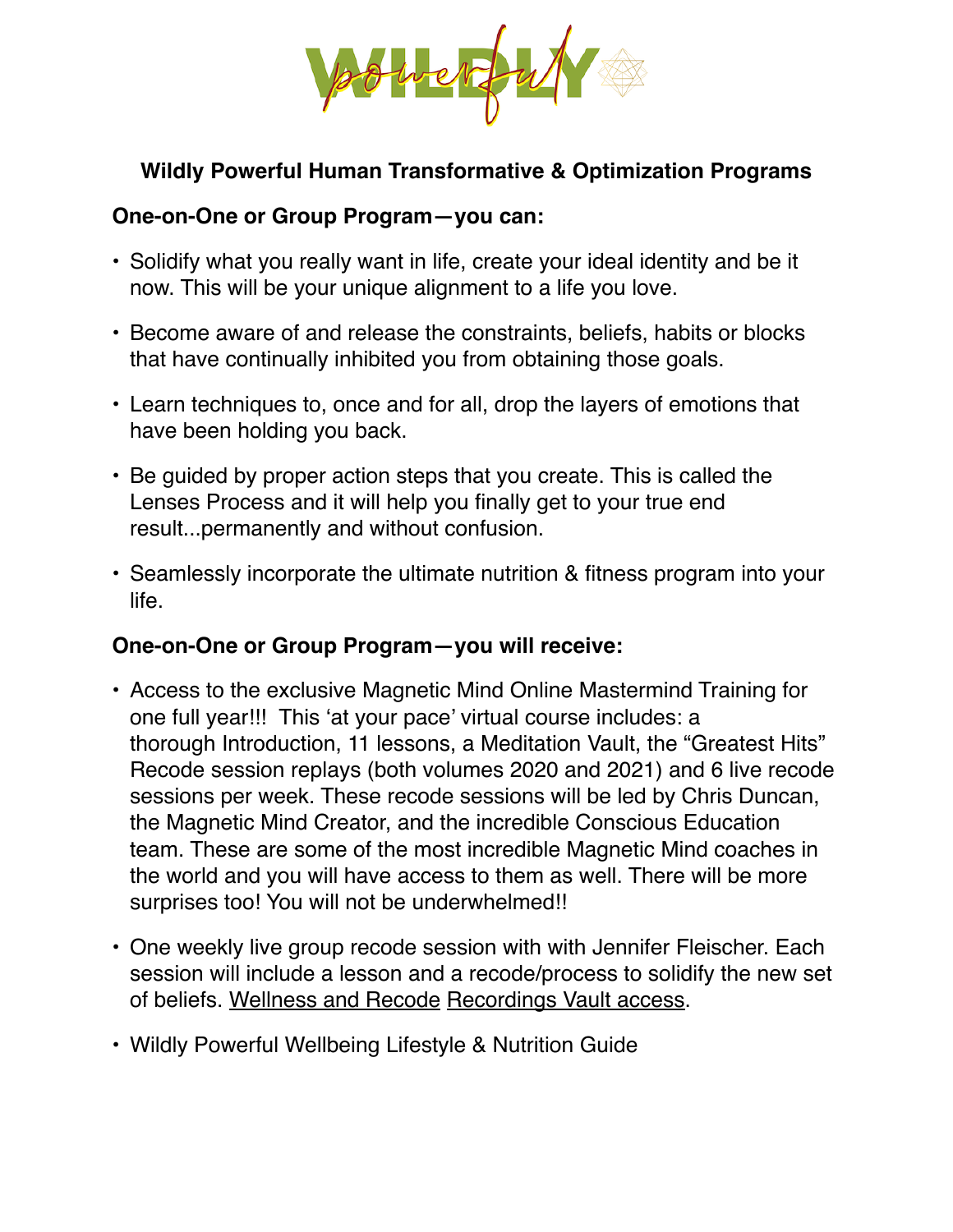# Wildly Powerful Human Transformative & Optimization Programs

## One-on-One or Group Program—you can:

- Solidify what you really want in life, create your ideal identity and be it now. This will be your unique alignment to a life you love.
- Become aware of and release the constraints, beliefs, habits or blocks that have continually inhibited you from obtaining those goals.
- Learn techniques to, once and for all, drop the layers of emotions that have been holding you back.
- Be guided by proper action steps that you create. This is called the Lenses Process and it will help you finally get to your true end result...permanently and without confusion.
- Seamlessly incorporate the ultimate nutrition & fitness program into your life.

## One-on-One or Group Program—you will receive:

- Access to the exclusive Magnetic Mind Online Mastermind Training for one full year!!! This 'at your pace' virtual course includes: a thorough Introduction, 11 lessons, a Meditation Vault, the "Greatest Hits" Recode session replays (both volumes 2020 and 2021) and 6 live recode sessions per week. These recode sessions will be led by Chris Duncan, the Magnetic Mind Creator, and the incredible Conscious Education team. These are some of the most incredible Magnetic Mind coaches in the world and you will have access to them as well. There will be more surprises too! You will not be underwhelmed!!
- One weekly live group recode session with with Jennifer Fleischer. Each session will include a lesson and a recode/process to solidify the new set of beliefs. Wellness and Recode Recordings Vault access.
- Wildly Powerful Wellbeing Lifestyle & Nutrition Guide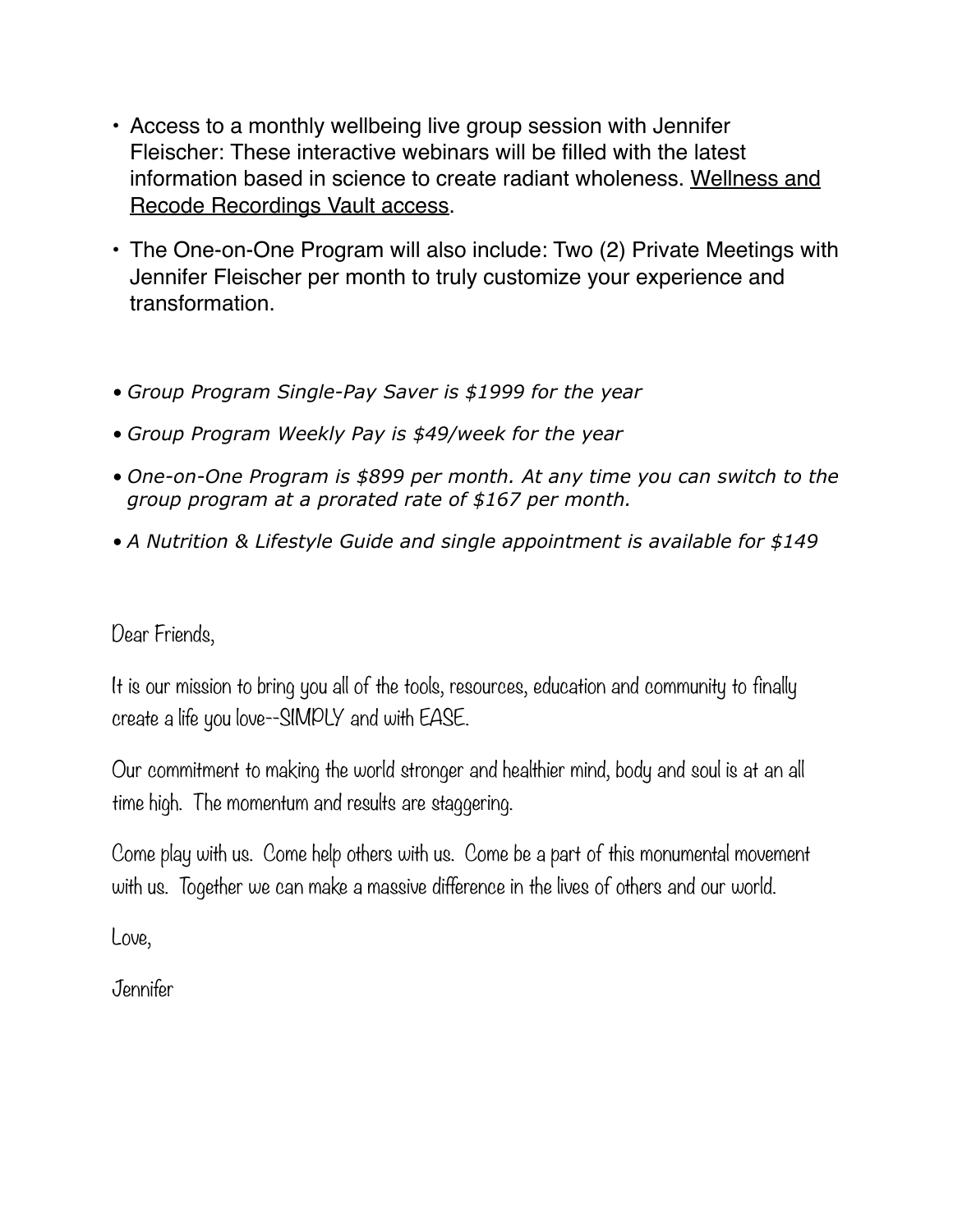- Access to a monthly wellbeing live group session with Jennifer Fleischer: These interactive webinars will be filled with the latest information based in science to create radiant wholeness. Wellness and Recode Recordings Vault access.
- The One-on-One Program will also include: Two (2) Private Meetings with Jennifer Fleischer per month to truly customize your experience and transformation.

- *Group Program Single-Pay Saver is $1999 for the year*
- *Group Program Weekly Pay is $49/week for the year*
- *One-on-One Program is $899 per month. At any time you can switch to the group program at a prorated rate of $167 per month.*
- *A Nutrition & Lifestyle Guide and single appointment is available for $149*

Dear Friends,

It is our mission to bring you all of the tools, resources, education and community to finally create a life you love--SIMPLY and with EASE.

Our commitment to making the world stronger and healthier mind, body and soul is at an all time high. The momentum and results are staggering.

Come play with us. Come help others with us. Come be a part of this monumental movement with us. Together we can make a massive difference in the lives of others and our world.

Love,

Jennifer